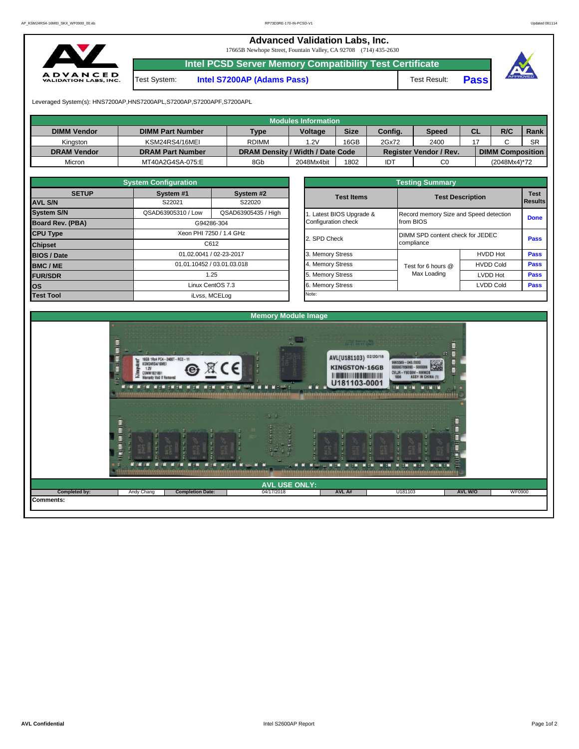# Advanced Validation Labs, Inc.

17665B Newhope Street, Fountain Valley, CA 92708 (714) 435-2630

## Intel PCSD Server Memory Compatibility Test Certificate

Test System: **Intel S7200AP (Adams Pass)** Test Result: **Pass**

Leveraged System(s): HNS7200AP,HNS7200APL,S7200AP,S7200APF,S7200APL

| Modules Information | | | | | | | | | |
|---|---|---|---|---|---|---|---|---|---|
| **DIMM Vendor** | **DIMM Part Number** | **Type** | **Voltage** | **Size** | **Config.** | **Speed** | **CL** | **R/C** | **Rank** |
| Kingston | KSM24RS4/16MEI | RDIMM | 1.2V | 16GB | 2Gx72 | 2400 | 17 | C | SR |
| **DRAM Vendor** | **DRAM Part Number** | **DRAM Density / Width / Date Code** | | | **Register Vendor / Rev.** | | **DIMM Composition** | | |
| Micron | MT40A2G4SA-075:E | 8Gb | 2048Mx4bit | 1802 | IDT | C0 | (2048Mx4)*72 | | |

| System Configuration | | |
|---|---|---|
| **SETUP** | **System #1** | **System #2** |
| **AVL S/N** | S22021 | S22020 |
| **System S/N** | QSAD63905310 / Low | QSAD63905435 / High |
| **Board Rev. (PBA)** | G94286-304 | |
| **CPU Type** | Xeon PHI 7250 / 1.4 GHz | |
| **Chipset** | C612 | |
| **BIOS / Date** | 01.02.0041 / 02-23-2017 | |
| **BMC / ME** | 01.01.10452 / 03.01.03.018 | |
| **FUR/SDR** | 1.25 | |
| **OS** | Linux CentOS 7.3 | |
| **Test Tool** | iLvss, MCELog | |

| Testing Summary | | | |
|---|---|---|---|
| **Test Items** | **Test Description** | | **Test Results** |
| 1. Latest BIOS Upgrade & Configuration check | Record memory Size and Speed detection from BIOS | | **Done** |
| 2. SPD Check | DIMM SPD content check for JEDEC compliance | | **Pass** |
| 3. Memory Stress | Test for 6 hours @ Max Loading | HVDD Hot | **Pass** |
| 4. Memory Stress | | HVDD Cold | **Pass** |
| 5. Memory Stress | | LVDD Hot | **Pass** |
| 6. Memory Stress | | LVDD Cold | **Pass** |
| Note: | | | |

## Memory Module Image

## AVL USE ONLY:

| **Completed by:** | Andy Chang | **Completion Date:** | 04/17/2018 | **AVL A#** | U181103 | **AVL W/O** | WF0900 |
|---|---|---|---|---|---|---|---|

**Comments:**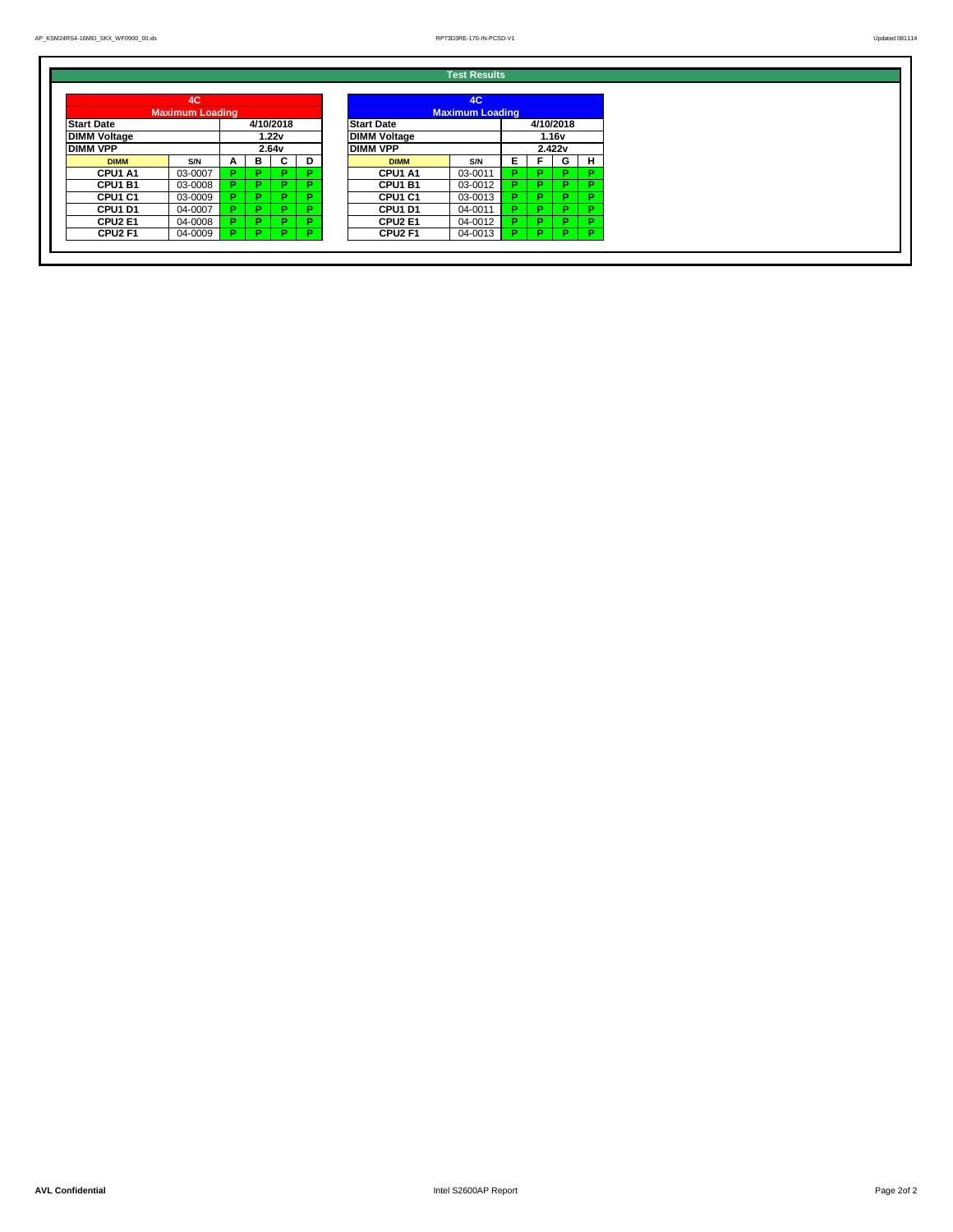## Test Results

| 4C Maximum Loading | | | | | |
|---|---|---|---|---|---|
| Start Date | | 4/10/2018 | | | |
| DIMM Voltage | | 1.22v | | | |
| DIMM VPP | | 2.64v | | | |
| DIMM | S/N | A | B | C | D |
| CPU1 A1 | 03-0007 | P | P | P | P |
| CPU1 B1 | 03-0008 | P | P | P | P |
| CPU1 C1 | 03-0009 | P | P | P | P |
| CPU1 D1 | 04-0007 | P | P | P | P |
| CPU2 E1 | 04-0008 | P | P | P | P |
| CPU2 F1 | 04-0009 | P | P | P | P |

| 4C Maximum Loading | | | | | |
|---|---|---|---|---|---|
| Start Date | | 4/10/2018 | | | |
| DIMM Voltage | | 1.16v | | | |
| DIMM VPP | | 2.422v | | | |
| DIMM | S/N | E | F | G | H |
| CPU1 A1 | 03-0011 | P | P | P | P |
| CPU1 B1 | 03-0012 | P | P | P | P |
| CPU1 C1 | 03-0013 | P | P | P | P |
| CPU1 D1 | 04-0011 | P | P | P | P |
| CPU2 E1 | 04-0012 | P | P | P | P |
| CPU2 F1 | 04-0013 | P | P | P | P |